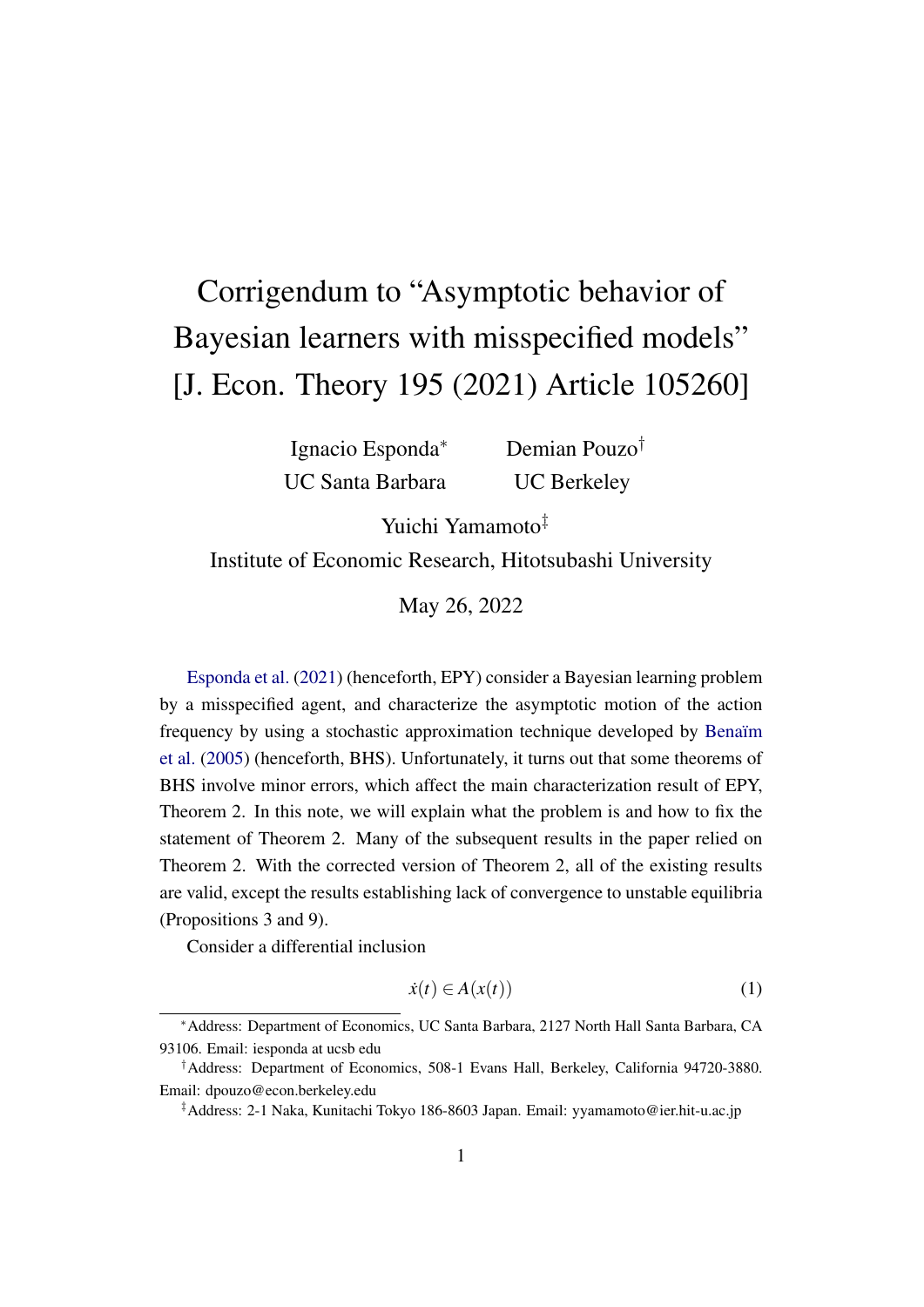# Corrigendum to "Asymptotic behavior of Bayesian learners with misspecified models" [J. Econ. Theory 195 (2021) Article 105260]

Ignacio Esponda[*] — UC Santa Barbara

Demian Pouzo[†] — UC Berkeley

Yuichi Yamamoto[‡] — Institute of Economic Research, Hitotsubashi University

May 26, 2022

Esponda et al. (2021) (henceforth, EPY) consider a Bayesian learning problem by a misspecified agent, and characterize the asymptotic motion of the action frequency by using a stochastic approximation technique developed by Benaïm et al. (2005) (henceforth, BHS). Unfortunately, it turns out that some theorems of BHS involve minor errors, which affect the main characterization result of EPY, Theorem 2. In this note, we will explain what the problem is and how to fix the statement of Theorem 2. Many of the subsequent results in the paper relied on Theorem 2. With the corrected version of Theorem 2, all of the existing results are valid, except the results establishing lack of convergence to unstable equilibria (Propositions 3 and 9).

Consider a differential inclusion

$$\dot{x}(t) \in A(x(t)) \tag{1}$$

[*] Address: Department of Economics, UC Santa Barbara, 2127 North Hall Santa Barbara, CA 93106. Email: iesponda at ucsb edu

[†] Address: Department of Economics, 508-1 Evans Hall, Berkeley, California 94720-3880. Email: dpouzo@econ.berkeley.edu

[‡] Address: 2-1 Naka, Kunitachi Tokyo 186-8603 Japan. Email: yyamamoto@ier.hit-u.ac.jp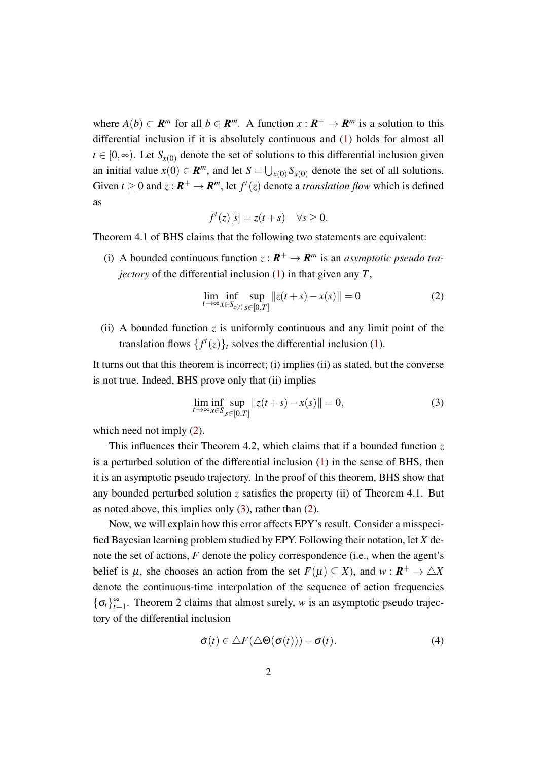where $A(b) \subset \boldsymbol{R}^m$ for all $b \in \boldsymbol{R}^m$. A function $x : \boldsymbol{R}^+ \to \boldsymbol{R}^m$ is a solution to this differential inclusion if it is absolutely continuous and (1) holds for almost all $t \in [0, \infty)$. Let $S_{x(0)}$ denote the set of solutions to this differential inclusion given an initial value $x(0) \in \boldsymbol{R}^m$, and let $S = \bigcup_{x(0)} S_{x(0)}$ denote the set of all solutions. Given $t \geq 0$ and $z : \boldsymbol{R}^+ \to \boldsymbol{R}^m$, let $f^t(z)$ denote a *translation flow* which is defined as

$$f^t(z)[s] = z(t+s) \quad \forall s \geq 0.$$

Theorem 4.1 of BHS claims that the following two statements are equivalent:

(i) A bounded continuous function $z : \boldsymbol{R}^+ \to \boldsymbol{R}^m$ is an *asymptotic pseudo trajectory* of the differential inclusion (1) in that given any $T$,

$$\lim_{t \to \infty} \inf_{x \in S_{z(t)}} \sup_{s \in [0,T]} \|z(t+s) - x(s)\| = 0 \tag{2}$$

(ii) A bounded function $z$ is uniformly continuous and any limit point of the translation flows $\{f^t(z)\}_t$ solves the differential inclusion (1).

It turns out that this theorem is incorrect; (i) implies (ii) as stated, but the converse is not true. Indeed, BHS prove only that (ii) implies

$$\lim_{t \to \infty} \inf_{x \in S} \sup_{s \in [0,T]} \|z(t+s) - x(s)\| = 0, \tag{3}$$

which need not imply (2).

This influences their Theorem 4.2, which claims that if a bounded function $z$ is a perturbed solution of the differential inclusion (1) in the sense of BHS, then it is an asymptotic pseudo trajectory. In the proof of this theorem, BHS show that any bounded perturbed solution $z$ satisfies the property (ii) of Theorem 4.1. But as noted above, this implies only (3), rather than (2).

Now, we will explain how this error affects EPY's result. Consider a misspecified Bayesian learning problem studied by EPY. Following their notation, let $X$ denote the set of actions, $F$ denote the policy correspondence (i.e., when the agent's belief is $\mu$, she chooses an action from the set $F(\mu) \subseteq X$), and $w : \boldsymbol{R}^+ \to \triangle X$ denote the continuous-time interpolation of the sequence of action frequencies $\{\sigma_t\}_{t=1}^{\infty}$. Theorem 2 claims that almost surely, $w$ is an asymptotic pseudo trajectory of the differential inclusion

$$\dot{\sigma}(t) \in \triangle F(\triangle\Theta(\sigma(t))) - \sigma(t). \tag{4}$$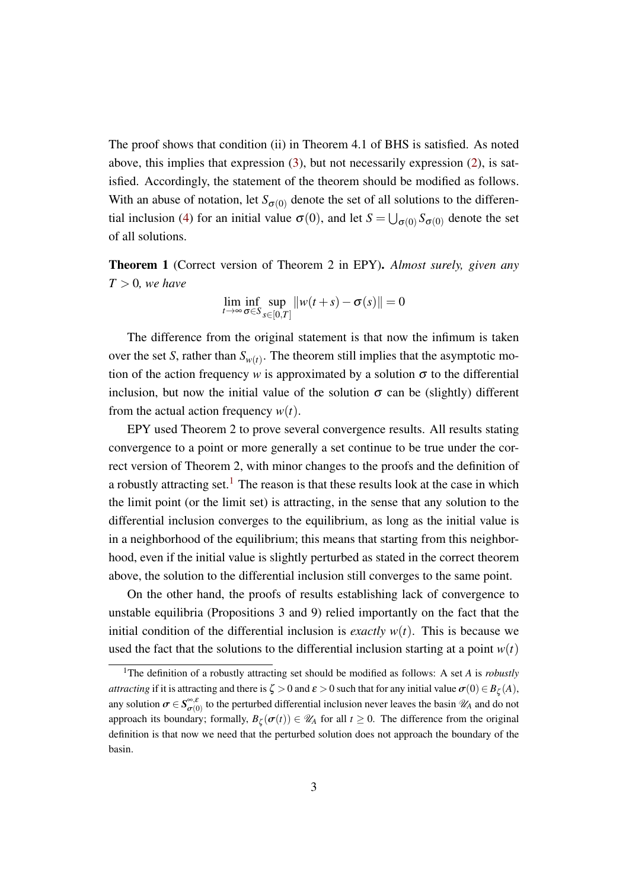The proof shows that condition (ii) in Theorem 4.1 of BHS is satisfied. As noted above, this implies that expression (3), but not necessarily expression (2), is satisfied. Accordingly, the statement of the theorem should be modified as follows. With an abuse of notation, let $S_{\sigma(0)}$ denote the set of all solutions to the differential inclusion (4) for an initial value $\sigma(0)$, and let $S = \bigcup_{\sigma(0)} S_{\sigma(0)}$ denote the set of all solutions.

**Theorem 1** (Correct version of Theorem 2 in EPY). *Almost surely, given any $T > 0$, we have*

$$\lim_{t\to\infty} \inf_{\sigma\in S} \sup_{s\in[0,T]} \|w(t+s) - \sigma(s)\| = 0$$

The difference from the original statement is that now the infimum is taken over the set $S$, rather than $S_{w(t)}$. The theorem still implies that the asymptotic motion of the action frequency $w$ is approximated by a solution $\sigma$ to the differential inclusion, but now the initial value of the solution $\sigma$ can be (slightly) different from the actual action frequency $w(t)$.

EPY used Theorem 2 to prove several convergence results. All results stating convergence to a point or more generally a set continue to be true under the correct version of Theorem 2, with minor changes to the proofs and the definition of a robustly attracting set.[1] The reason is that these results look at the case in which the limit point (or the limit set) is attracting, in the sense that any solution to the differential inclusion converges to the equilibrium, as long as the initial value is in a neighborhood of the equilibrium; this means that starting from this neighborhood, even if the initial value is slightly perturbed as stated in the correct theorem above, the solution to the differential inclusion still converges to the same point.

On the other hand, the proofs of results establishing lack of convergence to unstable equilibria (Propositions 3 and 9) relied importantly on the fact that the initial condition of the differential inclusion is *exactly* $w(t)$. This is because we used the fact that the solutions to the differential inclusion starting at a point $w(t)$

[1] The definition of a robustly attracting set should be modified as follows: A set $A$ is *robustly attracting* if it is attracting and there is $\zeta > 0$ and $\varepsilon > 0$ such that for any initial value $\sigma(0) \in B_\zeta(A)$, any solution $\sigma \in S^{\infty,\varepsilon}_{\sigma(0)}$ to the perturbed differential inclusion never leaves the basin $\mathscr{U}_A$ and do not approach its boundary; formally, $B_\zeta(\sigma(t)) \in \mathscr{U}_A$ for all $t \geq 0$. The difference from the original definition is that now we need that the perturbed solution does not approach the boundary of the basin.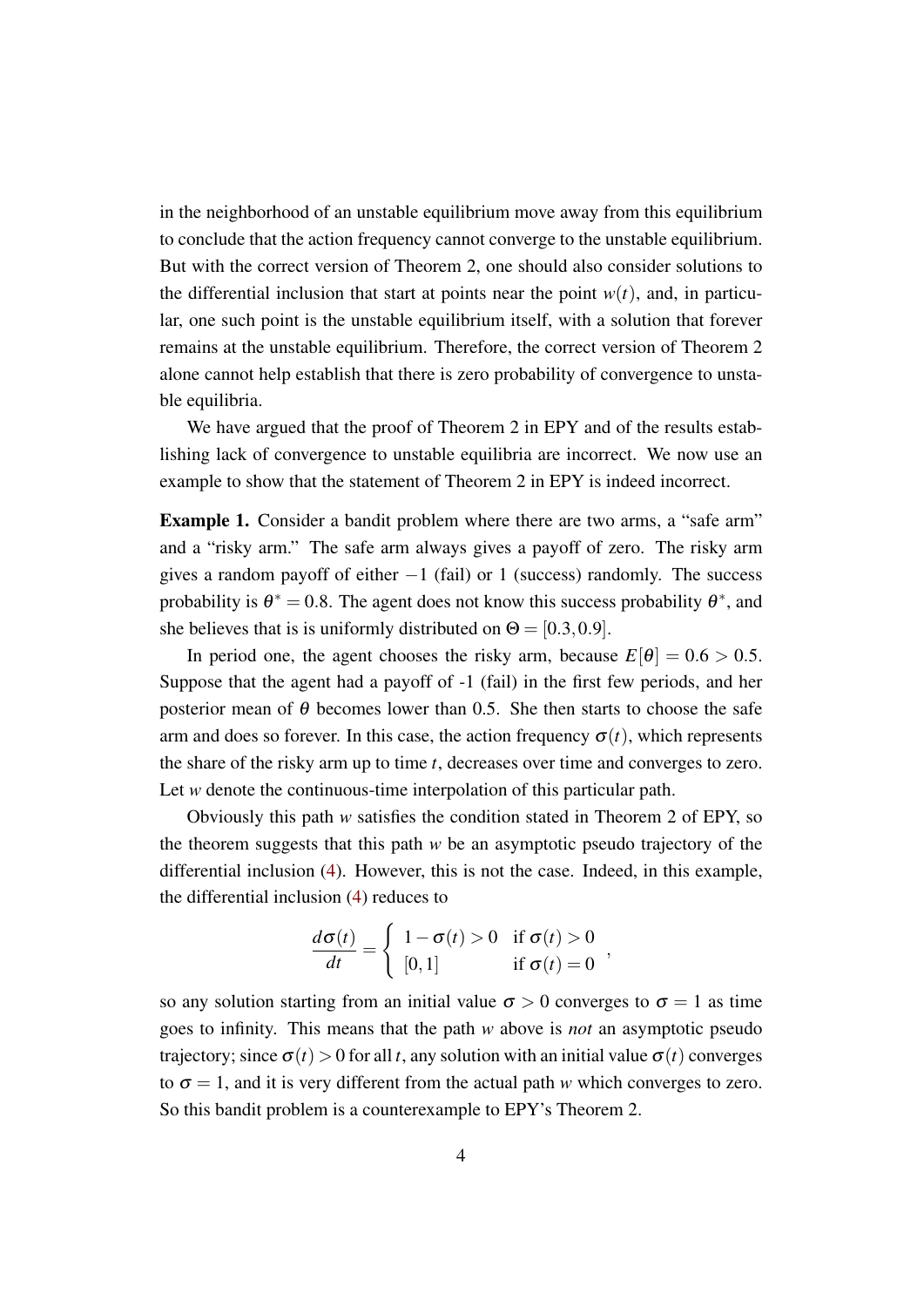in the neighborhood of an unstable equilibrium move away from this equilibrium to conclude that the action frequency cannot converge to the unstable equilibrium. But with the correct version of Theorem 2, one should also consider solutions to the differential inclusion that start at points near the point $w(t)$, and, in particular, one such point is the unstable equilibrium itself, with a solution that forever remains at the unstable equilibrium. Therefore, the correct version of Theorem 2 alone cannot help establish that there is zero probability of convergence to unstable equilibria.

We have argued that the proof of Theorem 2 in EPY and of the results establishing lack of convergence to unstable equilibria are incorrect. We now use an example to show that the statement of Theorem 2 in EPY is indeed incorrect.

**Example 1.** Consider a bandit problem where there are two arms, a "safe arm" and a "risky arm." The safe arm always gives a payoff of zero. The risky arm gives a random payoff of either $-1$ (fail) or 1 (success) randomly. The success probability is $\theta^* = 0.8$. The agent does not know this success probability $\theta^*$, and she believes that is is uniformly distributed on $\Theta = [0.3, 0.9]$.

In period one, the agent chooses the risky arm, because $E[\theta] = 0.6 > 0.5$. Suppose that the agent had a payoff of -1 (fail) in the first few periods, and her posterior mean of $\theta$ becomes lower than 0.5. She then starts to choose the safe arm and does so forever. In this case, the action frequency $\sigma(t)$, which represents the share of the risky arm up to time $t$, decreases over time and converges to zero. Let $w$ denote the continuous-time interpolation of this particular path.

Obviously this path $w$ satisfies the condition stated in Theorem 2 of EPY, so the theorem suggests that this path $w$ be an asymptotic pseudo trajectory of the differential inclusion (4). However, this is not the case. Indeed, in this example, the differential inclusion (4) reduces to

$$\frac{d\sigma(t)}{dt} = \begin{cases} 1 - \sigma(t) > 0 & \text{if } \sigma(t) > 0 \\ [0,1] & \text{if } \sigma(t) = 0 \end{cases},$$

so any solution starting from an initial value $\sigma > 0$ converges to $\sigma = 1$ as time goes to infinity. This means that the path $w$ above is *not* an asymptotic pseudo trajectory; since $\sigma(t) > 0$ for all $t$, any solution with an initial value $\sigma(t)$ converges to $\sigma = 1$, and it is very different from the actual path $w$ which converges to zero. So this bandit problem is a counterexample to EPY's Theorem 2.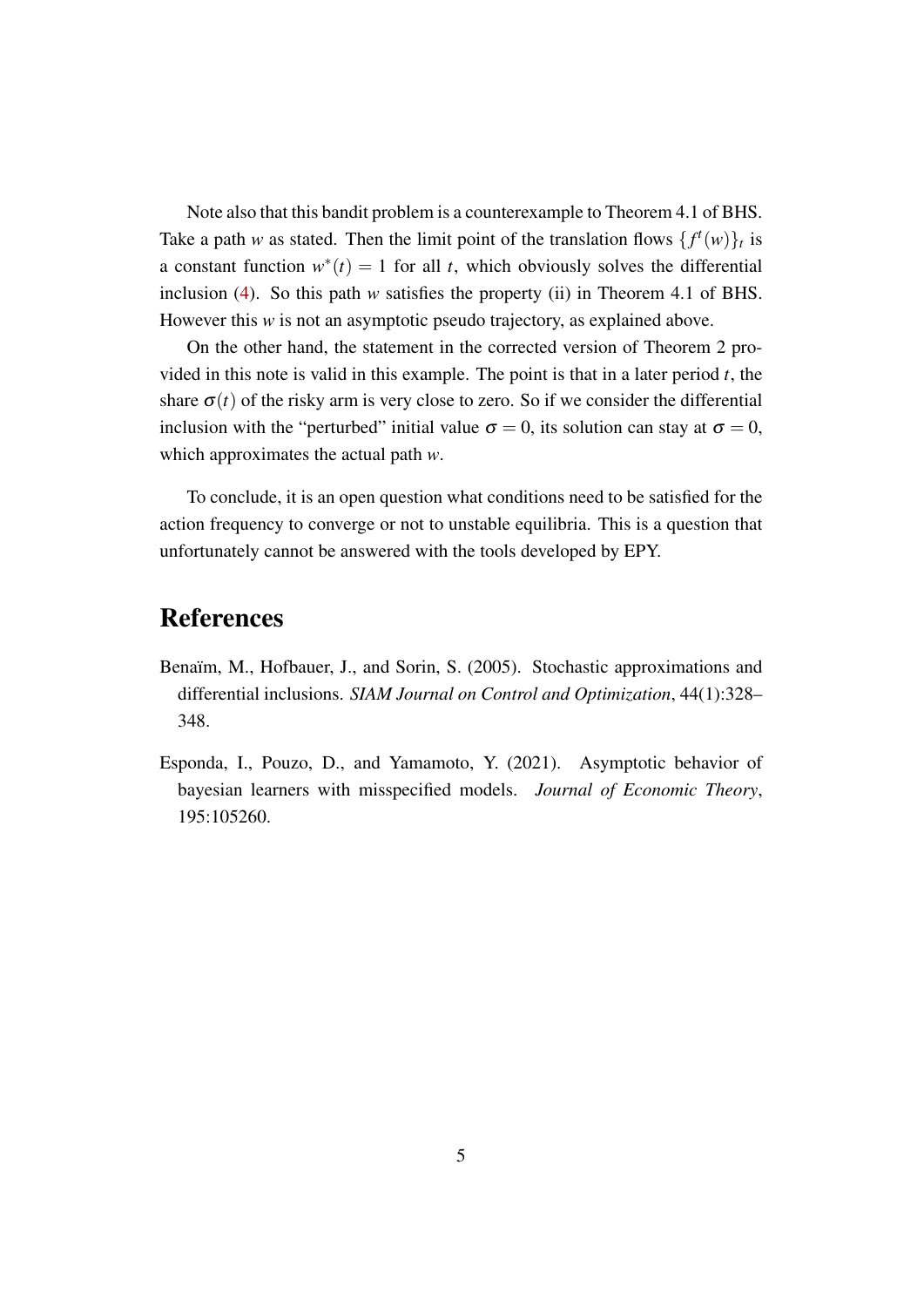Note also that this bandit problem is a counterexample to Theorem 4.1 of BHS. Take a path $w$ as stated. Then the limit point of the translation flows $\{f^t(w)\}_t$ is a constant function $w^*(t) = 1$ for all $t$, which obviously solves the differential inclusion (4). So this path $w$ satisfies the property (ii) in Theorem 4.1 of BHS. However this $w$ is not an asymptotic pseudo trajectory, as explained above.

On the other hand, the statement in the corrected version of Theorem 2 provided in this note is valid in this example. The point is that in a later period $t$, the share $\sigma(t)$ of the risky arm is very close to zero. So if we consider the differential inclusion with the "perturbed" initial value $\sigma = 0$, its solution can stay at $\sigma = 0$, which approximates the actual path $w$.

To conclude, it is an open question what conditions need to be satisfied for the action frequency to converge or not to unstable equilibria. This is a question that unfortunately cannot be answered with the tools developed by EPY.

# References

Benaïm, M., Hofbauer, J., and Sorin, S. (2005). Stochastic approximations and differential inclusions. *SIAM Journal on Control and Optimization*, 44(1):328–348.

Esponda, I., Pouzo, D., and Yamamoto, Y. (2021). Asymptotic behavior of bayesian learners with misspecified models. *Journal of Economic Theory*, 195:105260.